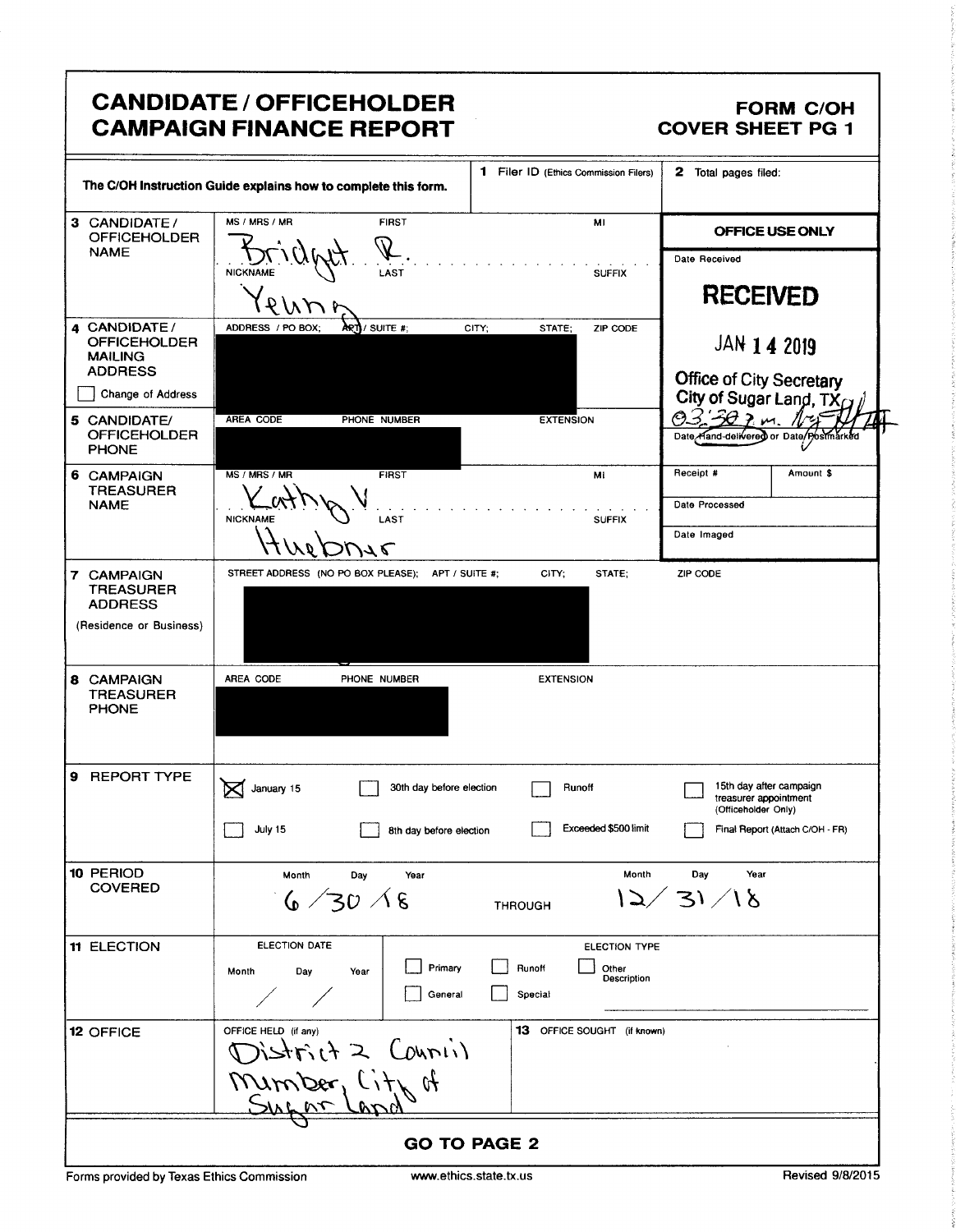# CANDIDATE / OFFICEHOLDER CAMPAIGN FINANCE REPORT

**FORM C/OH**
**COVER SHEET PG 1**

The C/OH Instruction Guide explains how to complete this form.

| | | |
|---|---|---|
| **1** Filer ID (Ethics Commission Filers) | | **2** Total pages filed: |

**3 CANDIDATE / OFFICEHOLDER NAME**

| MS / MRS / MR | FIRST | MI |
|---|---|---|
| | Bridget | R. |

| NICKNAME | LAST | SUFFIX |
|---|---|---|
| | Yeung | |

**4 CANDIDATE / OFFICEHOLDER MAILING ADDRESS**

☐ Change of Address

ADDRESS / PO BOX; APT / SUITE #; CITY; STATE; ZIP CODE

[REDACTED]

**5 CANDIDATE/ OFFICEHOLDER PHONE**

AREA CODE / PHONE NUMBER / EXTENSION

[REDACTED]

**OFFICE USE ONLY**

Date Received

**RECEIVED**

JAN 14 2019

Office of City Secretary
City of Sugar Land, TX

03:30 p.m.

Date Hand-delivered or Date Postmarked

| Receipt # | Amount $ |
|---|---|
| | |

Date Processed

Date Imaged

**6 CAMPAIGN TREASURER NAME**

| MS / MRS / MR | FIRST | MI |
|---|---|---|
| | Kathy | V |

| NICKNAME | LAST | SUFFIX |
|---|---|---|
| | Huebner | |

**7 CAMPAIGN TREASURER ADDRESS** (Residence or Business)

STREET ADDRESS (NO PO BOX PLEASE); APT / SUITE #; CITY; STATE; ZIP CODE

[REDACTED]

**8 CAMPAIGN TREASURER PHONE**

AREA CODE / PHONE NUMBER / EXTENSION

[REDACTED]

**9 REPORT TYPE**

- ☒ January 15
- ☐ July 15
- ☐ 30th day before election
- ☐ 8th day before election
- ☐ Runoff
- ☐ Exceeded $500 limit
- ☐ 15th day after campaign treasurer appointment (Officeholder Only)
- ☐ Final Report (Attach C/OH - FR)

**10 PERIOD COVERED**

| Month / Day / Year | | Month / Day / Year |
|---|---|---|
| 6 / 30 / 18 | THROUGH | 12 / 31 / 18 |

**11 ELECTION**

ELECTION DATE (Month / Day / Year): / /

ELECTION TYPE

- ☐ Primary
- ☐ General
- ☐ Runoff
- ☐ Special
- ☐ Other Description

**12 OFFICE**

OFFICE HELD (if any): District 2 Council Member, City of Sugar Land

**13** OFFICE SOUGHT (if known):

**GO TO PAGE 2**

Forms provided by Texas Ethics Commission — www.ethics.state.tx.us — Revised 9/8/2015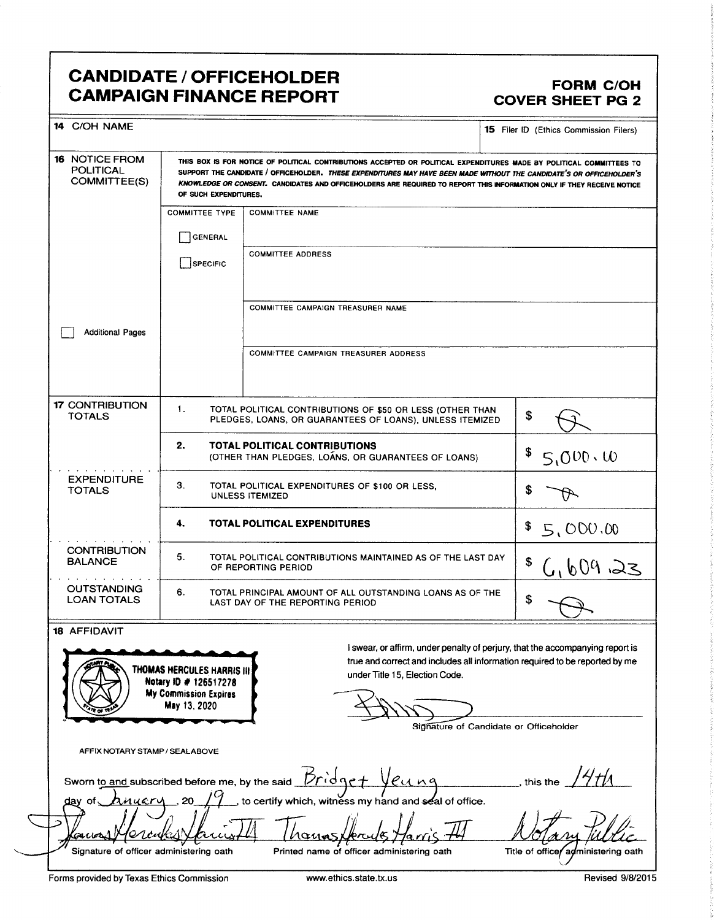# CANDIDATE / OFFICEHOLDER CAMPAIGN FINANCE REPORT

## FORM C/OH COVER SHEET PG 2

| 14 C/OH NAME | 15 Filer ID (Ethics Commission Filers) |
|---|---|
| | |

**16 NOTICE FROM POLITICAL COMMITTEE(S)**

THIS BOX IS FOR NOTICE OF POLITICAL CONTRIBUTIONS ACCEPTED OR POLITICAL EXPENDITURES MADE BY POLITICAL COMMITTEES TO SUPPORT THE CANDIDATE / OFFICEHOLDER. *THESE EXPENDITURES MAY HAVE BEEN MADE WITHOUT THE CANDIDATE'S OR OFFICEHOLDER'S KNOWLEDGE OR CONSENT.* CANDIDATES AND OFFICEHOLDERS ARE REQUIRED TO REPORT THIS INFORMATION ONLY IF THEY RECEIVE NOTICE OF SUCH EXPENDITURES.

| COMMITTEE TYPE | |
|---|---|
| ☐ GENERAL | COMMITTEE NAME |
| ☐ SPECIFIC | COMMITTEE ADDRESS |
| | COMMITTEE CAMPAIGN TREASURER NAME |
| | COMMITTEE CAMPAIGN TREASURER ADDRESS |

☐ Additional Pages

| | | | |
|---|---|---|---|
| **17 CONTRIBUTION TOTALS** | 1. | TOTAL POLITICAL CONTRIBUTIONS OF $50 OR LESS (OTHER THAN PLEDGES, LOANS, OR GUARANTEES OF LOANS), UNLESS ITEMIZED | $ 0 |
| | 2. | **TOTAL POLITICAL CONTRIBUTIONS** (OTHER THAN PLEDGES, LOANS, OR GUARANTEES OF LOANS) | $ 5,000.00 |
| **EXPENDITURE TOTALS** | 3. | TOTAL POLITICAL EXPENDITURES OF $100 OR LESS, UNLESS ITEMIZED | $ 0 |
| | 4. | **TOTAL POLITICAL EXPENDITURES** | $ 5,000.00 |
| **CONTRIBUTION BALANCE** | 5. | TOTAL POLITICAL CONTRIBUTIONS MAINTAINED AS OF THE LAST DAY OF REPORTING PERIOD | $ 6,609.23 |
| **OUTSTANDING LOAN TOTALS** | 6. | TOTAL PRINCIPAL AMOUNT OF ALL OUTSTANDING LOANS AS OF THE LAST DAY OF THE REPORTING PERIOD | $ 0 |

**18 AFFIDAVIT**

THOMAS HERCULES HARRIS III
Notary ID # 126517278
My Commission Expires
May 13, 2020

AFFIX NOTARY STAMP / SEALABOVE

I swear, or affirm, under penalty of perjury, that the accompanying report is true and correct and includes all information required to be reported by me under Title 15, Election Code.

[Signature]

Signature of Candidate or Officeholder

Sworn to and subscribed before me, by the said Bridget Yeung, this the 14th day of January, 20 19, to certify which, witness my hand and seal of office.

| [Signature] | Thomas Hercules Harris III | Notary Public |
|---|---|---|
| Signature of officer administering oath | Printed name of officer administering oath | Title of officer administering oath |

Forms provided by Texas Ethics Commission | www.ethics.state.tx.us | Revised 9/8/2015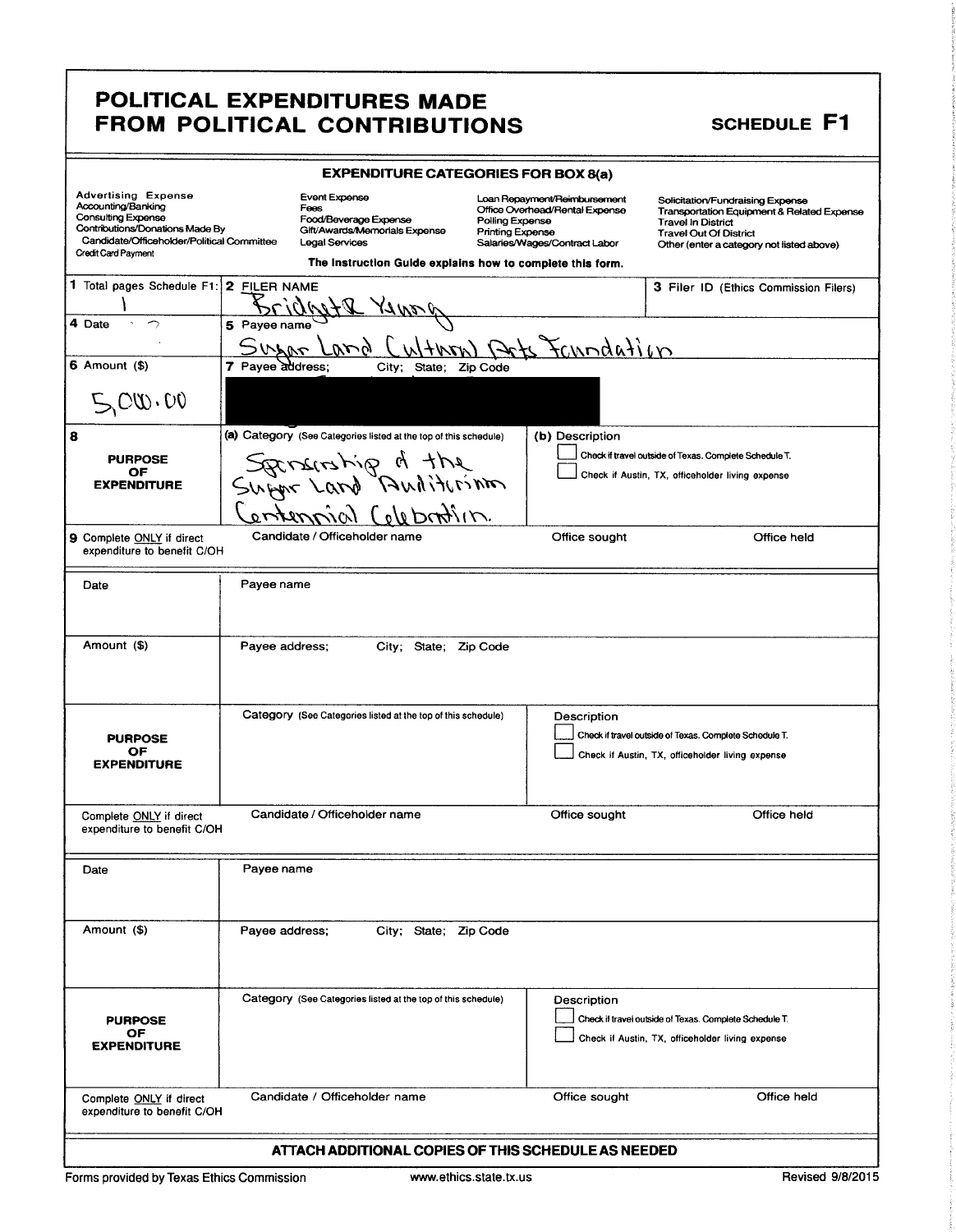# POLITICAL EXPENDITURES MADE FROM POLITICAL CONTRIBUTIONS

## SCHEDULE F1

**EXPENDITURE CATEGORIES FOR BOX 8(a)**

| | | | |
|---|---|---|---|
| Advertising Expense<br>Accounting/Banking<br>Consulting Expense<br>Contributions/Donations Made By Candidate/Officeholder/Political Committee<br>Credit Card Payment | Event Expense<br>Fees<br>Food/Beverage Expense<br>Gift/Awards/Memorials Expense<br>Legal Services | Loan Repayment/Reimbursement<br>Office Overhead/Rental Expense<br>Polling Expense<br>Printing Expense<br>Salaries/Wages/Contract Labor | Solicitation/Fundraising Expense<br>Transportation Equipment & Related Expense<br>Travel In District<br>Travel Out Of District<br>Other (enter a category not listed above) |

The Instruction Guide explains how to complete this form.

| | | | |
|---|---|---|---|
| **1** Total pages Schedule F1: 1 | **2** FILER NAME<br>Bridget R Yeung | | **3** Filer ID (Ethics Commission Filers) |
| **4** Date | **5** Payee name<br>Sugar Land Cultural Arts Foundation | | |
| **6** Amount ($)<br>5,000.00 | **7** Payee address; City; State; Zip Code<br>[REDACTED] | | |
| **8** PURPOSE OF EXPENDITURE | (a) Category (See Categories listed at the top of this schedule)<br>Sponsorship of the Sugar Land Auditorium Centennial Celebration. | (b) Description<br>☐ Check if travel outside of Texas. Complete Schedule T.<br>☐ Check if Austin, TX, officeholder living expense | |
| **9** Complete ONLY if direct expenditure to benefit C/OH | Candidate / Officeholder name | Office sought | Office held |

| | | | |
|---|---|---|---|
| Date | Payee name | | |
| Amount ($) | Payee address; City; State; Zip Code | | |
| PURPOSE OF EXPENDITURE | Category (See Categories listed at the top of this schedule) | Description<br>☐ Check if travel outside of Texas. Complete Schedule T.<br>☐ Check if Austin, TX, officeholder living expense | |
| Complete ONLY if direct expenditure to benefit C/OH | Candidate / Officeholder name | Office sought | Office held |

| | | | |
|---|---|---|---|
| Date | Payee name | | |
| Amount ($) | Payee address; City; State; Zip Code | | |
| PURPOSE OF EXPENDITURE | Category (See Categories listed at the top of this schedule) | Description<br>☐ Check if travel outside of Texas. Complete Schedule T.<br>☐ Check if Austin, TX, officeholder living expense | |
| Complete ONLY if direct expenditure to benefit C/OH | Candidate / Officeholder name | Office sought | Office held |

**ATTACH ADDITIONAL COPIES OF THIS SCHEDULE AS NEEDED**

Forms provided by Texas Ethics Commission www.ethics.state.tx.us Revised 9/8/2015